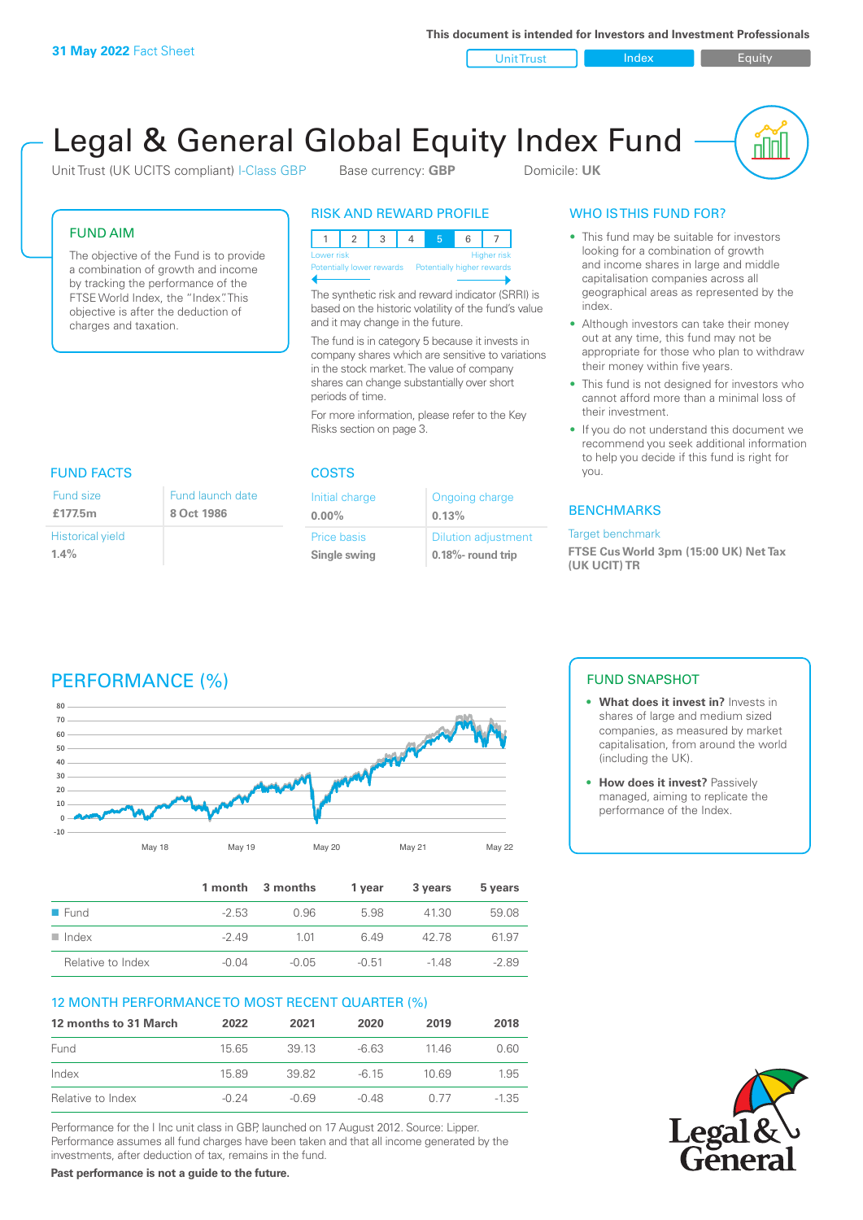**31 May 2022** Fact Sheet

This document is intended for Investors and Investment Professionals

Unit Trust | Index | Equity

# Legal & General Global Equity Index Fund

Unit Trust (UK UCITS compliant) I-Class GBP    Base currency: **GBP**    Domicile: **UK**

## FUND AIM

The objective of the Fund is to provide a combination of growth and income by tracking the performance of the FTSE World Index, the "Index". This objective is after the deduction of charges and taxation.

## RISK AND REWARD PROFILE

| 1 | 2 | 3 | 4 | **5** | 6 | 7 |
|---|---|---|---|---|---|---|

Lower risk — Higher risk
Potentially lower rewards — Potentially higher rewards

The synthetic risk and reward indicator (SRRI) is based on the historic volatility of the fund's value and it may change in the future.

The fund is in category 5 because it invests in company shares which are sensitive to variations in the stock market. The value of company shares can change substantially over short periods of time.

For more information, please refer to the Key Risks section on page 3.

## WHO IS THIS FUND FOR?

- This fund may be suitable for investors looking for a combination of growth and income shares in large and middle capitalisation companies across all geographical areas as represented by the index.
- Although investors can take their money out at any time, this fund may not be appropriate for those who plan to withdraw their money within five years.
- This fund is not designed for investors who cannot afford more than a minimal loss of their investment.
- If you do not understand this document we recommend you seek additional information to help you decide if this fund is right for you.

## FUND FACTS

| Fund size | Fund launch date |
|---|---|
| **£177.5m** | **8 Oct 1986** |
| Historical yield | |
| **1.4%** | |

## COSTS

| Initial charge | Ongoing charge |
|---|---|
| **0.00%** | **0.13%** |
| Price basis | Dilution adjustment |
| **Single swing** | **0.18%- round trip** |

## BENCHMARKS

Target benchmark

**FTSE Cus World 3pm (15:00 UK) Net Tax (UK UCIT) TR**

## PERFORMANCE (%)

| | 1 month | 3 months | 1 year | 3 years | 5 years |
|---|---|---|---|---|---|
| Fund | -2.53 | 0.96 | 5.98 | 41.30 | 59.08 |
| Index | -2.49 | 1.01 | 6.49 | 42.78 | 61.97 |
| Relative to Index | -0.04 | -0.05 | -0.51 | -1.48 | -2.89 |

## 12 MONTH PERFORMANCE TO MOST RECENT QUARTER (%)

| 12 months to 31 March | 2022 | 2021 | 2020 | 2019 | 2018 |
|---|---|---|---|---|---|
| Fund | 15.65 | 39.13 | -6.63 | 11.46 | 0.60 |
| Index | 15.89 | 39.82 | -6.15 | 10.69 | 1.95 |
| Relative to Index | -0.24 | -0.69 | -0.48 | 0.77 | -1.35 |

Performance for the I Inc unit class in GBP, launched on 17 August 2012. Source: Lipper. Performance assumes all fund charges have been taken and that all income generated by the investments, after deduction of tax, remains in the fund.

**Past performance is not a guide to the future.**

## FUND SNAPSHOT

- **What does it invest in?** Invests in shares of large and medium sized companies, as measured by market capitalisation, from around the world (including the UK).
- **How does it invest?** Passively managed, aiming to replicate the performance of the Index.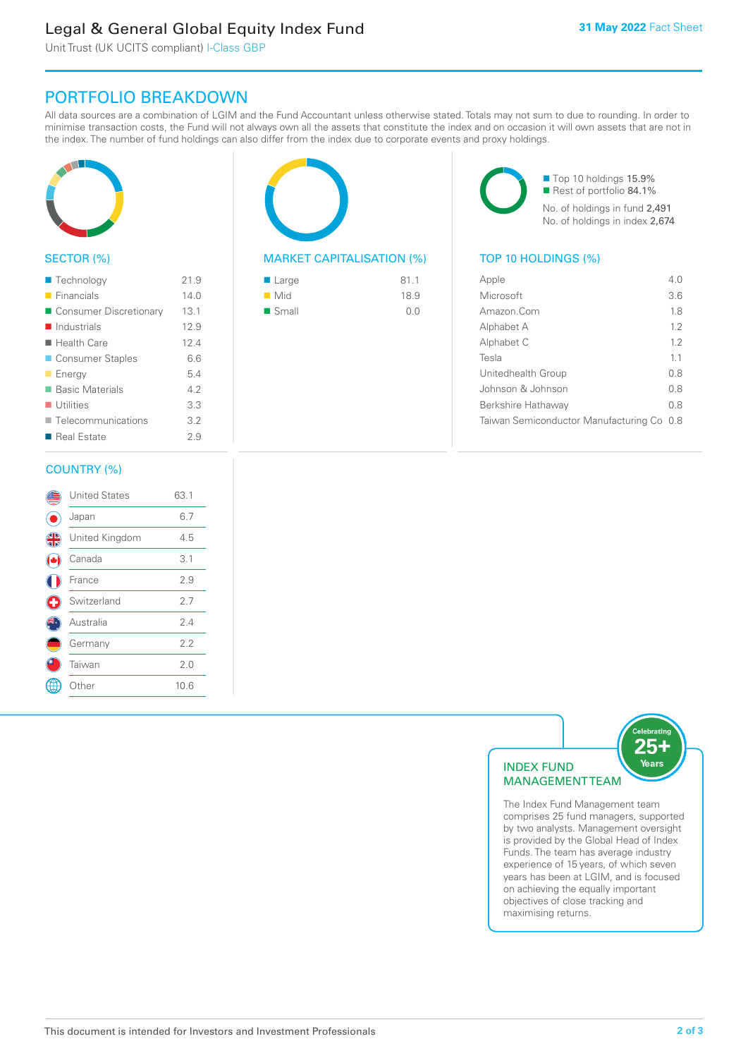# Legal & General Global Equity Index Fund

Unit Trust (UK UCITS compliant) I-Class GBP

**31 May 2022** Fact Sheet

## PORTFOLIO BREAKDOWN

All data sources are a combination of LGIM and the Fund Accountant unless otherwise stated. Totals may not sum to due to rounding. In order to minimise transaction costs, the Fund will not always own all the assets that constitute the index and on occasion it will own assets that are not in the index. The number of fund holdings can also differ from the index due to corporate events and proxy holdings.

### SECTOR (%)

| Sector | % |
|---|---|
| Technology | 21.9 |
| Financials | 14.0 |
| Consumer Discretionary | 13.1 |
| Industrials | 12.9 |
| Health Care | 12.4 |
| Consumer Staples | 6.6 |
| Energy | 5.4 |
| Basic Materials | 4.2 |
| Utilities | 3.3 |
| Telecommunications | 3.2 |
| Real Estate | 2.9 |

### MARKET CAPITALISATION (%)

| Market Capitalisation | % |
|---|---|
| Large | 81.1 |
| Mid | 18.9 |
| Small | 0.0 |

- Top 10 holdings 15.9%
- Rest of portfolio 84.1%

No. of holdings in fund 2,491
No. of holdings in index 2,674

### TOP 10 HOLDINGS (%)

| Holding | % |
|---|---|
| Apple | 4.0 |
| Microsoft | 3.6 |
| Amazon.Com | 1.8 |
| Alphabet A | 1.2 |
| Alphabet C | 1.2 |
| Tesla | 1.1 |
| Unitedhealth Group | 0.8 |
| Johnson & Johnson | 0.8 |
| Berkshire Hathaway | 0.8 |
| Taiwan Semiconductor Manufacturing Co | 0.8 |

### COUNTRY (%)

| Country | % |
|---|---|
| United States | 63.1 |
| Japan | 6.7 |
| United Kingdom | 4.5 |
| Canada | 3.1 |
| France | 2.9 |
| Switzerland | 2.7 |
| Australia | 2.4 |
| Germany | 2.2 |
| Taiwan | 2.0 |
| Other | 10.6 |

### INDEX FUND MANAGEMENT TEAM

Celebrating 25+ Years

The Index Fund Management team comprises 25 fund managers, supported by two analysts. Management oversight is provided by the Global Head of Index Funds. The team has average industry experience of 15 years, of which seven years has been at LGIM, and is focused on achieving the equally important objectives of close tracking and maximising returns.

This document is intended for Investors and Investment Professionals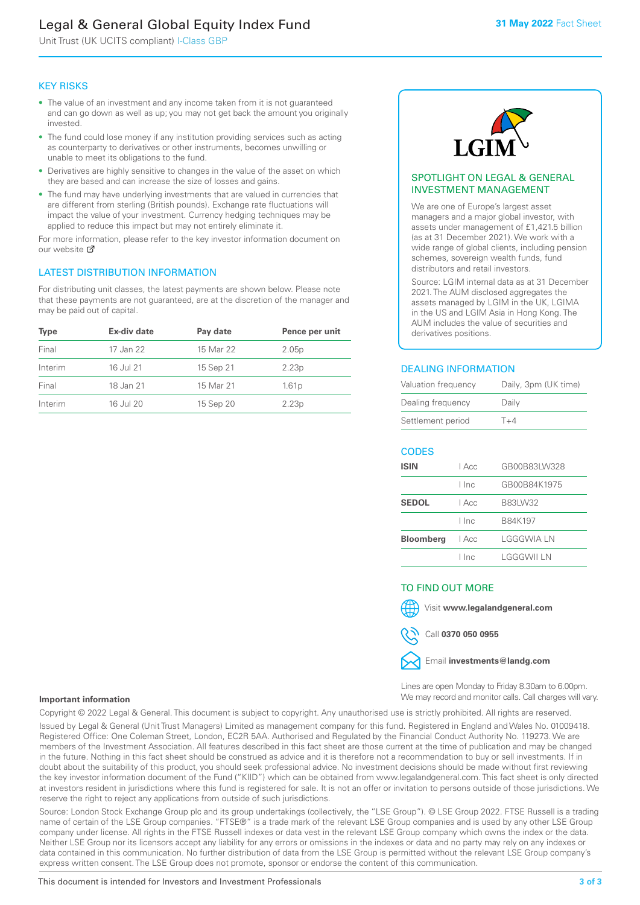# Legal & General Global Equity Index Fund

Unit Trust (UK UCITS compliant) I-Class GBP

31 May 2022 Fact Sheet

## KEY RISKS

- The value of an investment and any income taken from it is not guaranteed and can go down as well as up; you may not get back the amount you originally invested.
- The fund could lose money if any institution providing services such as acting as counterparty to derivatives or other instruments, becomes unwilling or unable to meet its obligations to the fund.
- Derivatives are highly sensitive to changes in the value of the asset on which they are based and can increase the size of losses and gains.
- The fund may have underlying investments that are valued in currencies that are different from sterling (British pounds). Exchange rate fluctuations will impact the value of your investment. Currency hedging techniques may be applied to reduce this impact but may not entirely eliminate it.

For more information, please refer to the key investor information document on our website

## LATEST DISTRIBUTION INFORMATION

For distributing unit classes, the latest payments are shown below. Please note that these payments are not guaranteed, are at the discretion of the manager and may be paid out of capital.

| Type | Ex-div date | Pay date | Pence per unit |
|---|---|---|---|
| Final | 17 Jan 22 | 15 Mar 22 | 2.05p |
| Interim | 16 Jul 21 | 15 Sep 21 | 2.23p |
| Final | 18 Jan 21 | 15 Mar 21 | 1.61p |
| Interim | 16 Jul 20 | 15 Sep 20 | 2.23p |

## SPOTLIGHT ON LEGAL & GENERAL INVESTMENT MANAGEMENT

We are one of Europe's largest asset managers and a major global investor, with assets under management of £1,421.5 billion (as at 31 December 2021). We work with a wide range of global clients, including pension schemes, sovereign wealth funds, fund distributors and retail investors.

Source: LGIM internal data as at 31 December 2021. The AUM disclosed aggregates the assets managed by LGIM in the UK, LGIMA in the US and LGIM Asia in Hong Kong. The AUM includes the value of securities and derivatives positions.

## DEALING INFORMATION

| | |
|---|---|
| Valuation frequency | Daily, 3pm (UK time) |
| Dealing frequency | Daily |
| Settlement period | T+4 |

## CODES

| | | |
|---|---|---|
| **ISIN** | I Acc | GB00B83LW328 |
| | I Inc | GB00B84K1975 |
| **SEDOL** | I Acc | B83LW32 |
| | I Inc | B84K197 |
| **Bloomberg** | I Acc | LGGGWIA LN |
| | I Inc | LGGGWII LN |

## TO FIND OUT MORE

Visit **www.legalandgeneral.com**

Call **0370 050 0955**

Email **investments@landg.com**

Lines are open Monday to Friday 8.30am to 6.00pm. We may record and monitor calls. Call charges will vary.

**Important information**

Copyright © 2022 Legal & General. This document is subject to copyright. Any unauthorised use is strictly prohibited. All rights are reserved.

Issued by Legal & General (Unit Trust Managers) Limited as management company for this fund. Registered in England and Wales No. 01009418. Registered Office: One Coleman Street, London, EC2R 5AA. Authorised and Regulated by the Financial Conduct Authority No. 119273. We are members of the Investment Association. All features described in this fact sheet are those current at the time of publication and may be changed in the future. Nothing in this fact sheet should be construed as advice and it is therefore not a recommendation to buy or sell investments. If in doubt about the suitability of this product, you should seek professional advice. No investment decisions should be made without first reviewing the key investor information document of the Fund ("KIID") which can be obtained from www.legalandgeneral.com. This fact sheet is only directed at investors resident in jurisdictions where this fund is registered for sale. It is not an offer or invitation to persons outside of those jurisdictions. We reserve the right to reject any applications from outside of such jurisdictions.

Source: London Stock Exchange Group plc and its group undertakings (collectively, the "LSE Group"). © LSE Group 2022. FTSE Russell is a trading name of certain of the LSE Group companies. "FTSE®" is a trade mark of the relevant LSE Group companies and is used by any other LSE Group company under license. All rights in the FTSE Russell indexes or data vest in the relevant LSE Group company which owns the index or the data. Neither LSE Group nor its licensors accept any liability for any errors or omissions in the indexes or data and no party may rely on any indexes or data contained in this communication. No further distribution of data from the LSE Group is permitted without the relevant LSE Group company's express written consent. The LSE Group does not promote, sponsor or endorse the content of this communication.

This document is intended for Investors and Investment Professionals